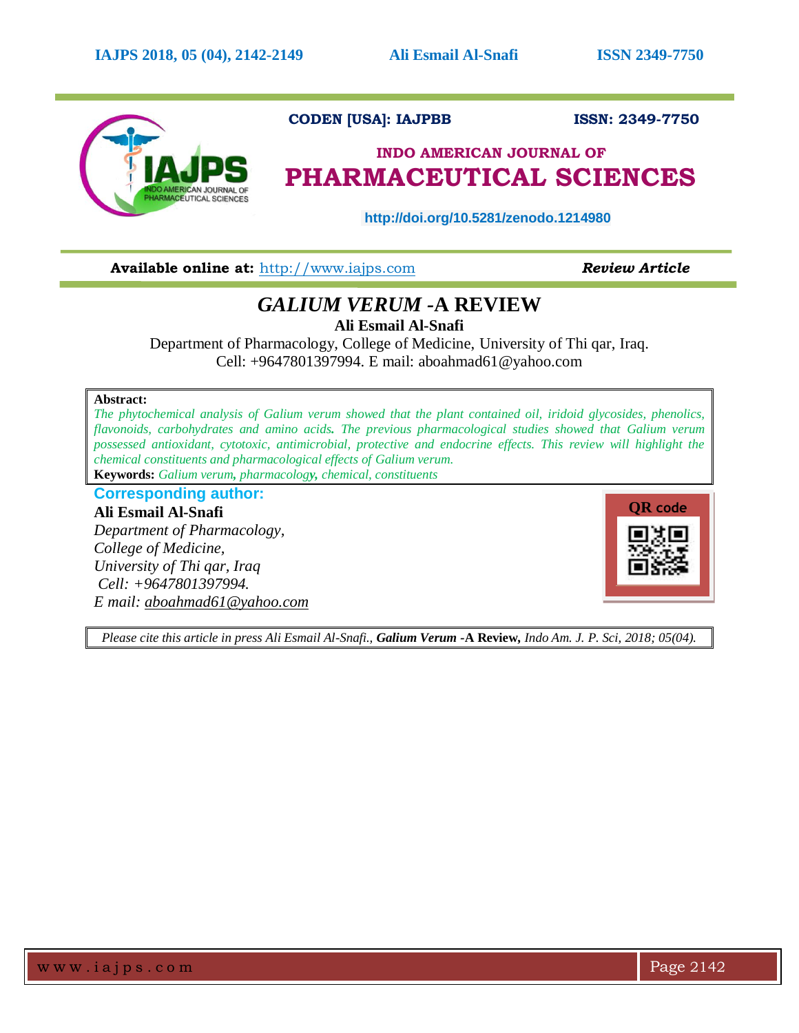CODEN [USA]: IAJPBB ISSN: 2349-7750

**INDO AMERICAN JOURNAL OF**

# PHARMACEUTICAL SCIENCES

http://doi.org/10.5281/zenodo.1214980

**Available online at:** http://www.iajps.com ***Review Article***

# *GALIUM VERUM* -A REVIEW

**Ali Esmail Al-Snafi**

Department of Pharmacology, College of Medicine, University of Thi qar, Iraq.
Cell: +9647801397994. E mail: aboahmad61@yahoo.com

**Abstract:**
*The phytochemical analysis of Galium verum showed that the plant contained oil, iridoid glycosides, phenolics, flavonoids, carbohydrates and amino acids. The previous pharmacological studies showed that Galium verum possessed antioxidant, cytotoxic, antimicrobial, protective and endocrine effects. This review will highlight the chemical constituents and pharmacological effects of Galium verum.*
**Keywords:** *Galium verum, pharmacology, chemical, constituents*

**Corresponding author:**

**Ali Esmail Al-Snafi**
*Department of Pharmacology,*
*College of Medicine,*
*University of Thi qar, Iraq*
*Cell: +9647801397994.*
*E mail: aboahmad61@yahoo.com*

QR code

*Please cite this article in press Ali Esmail Al-Snafi.,* ***Galium Verum*** **-A Review,** *Indo Am. J. P. Sci, 2018; 05(04).*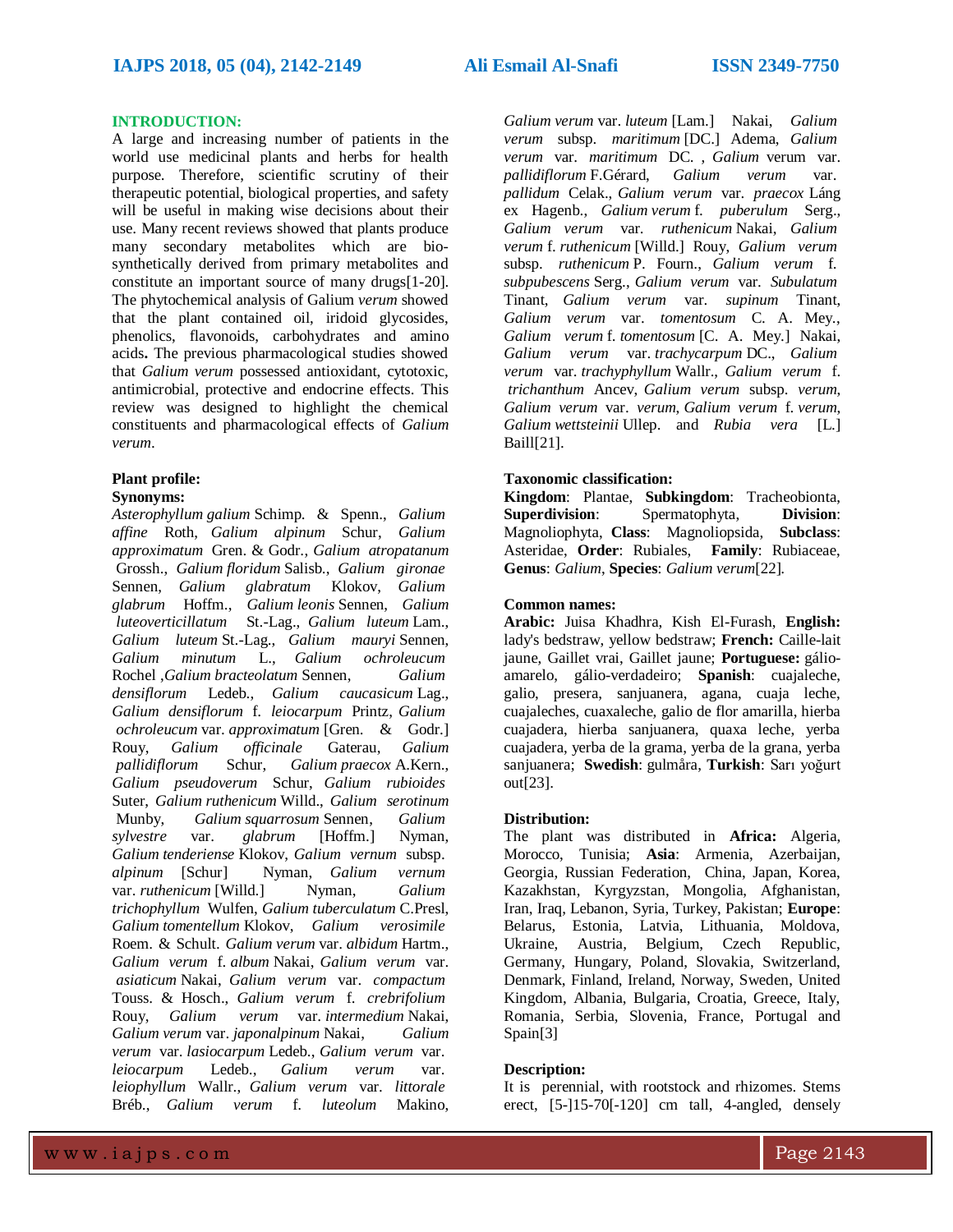## INTRODUCTION:

A large and increasing number of patients in the world use medicinal plants and herbs for health purpose. Therefore, scientific scrutiny of their therapeutic potential, biological properties, and safety will be useful in making wise decisions about their use. Many recent reviews showed that plants produce many secondary metabolites which are bio-synthetically derived from primary metabolites and constitute an important source of many drugs[1-20]. The phytochemical analysis of Galium *verum* showed that the plant contained oil, iridoid glycosides, phenolics, flavonoids, carbohydrates and amino acids**.** The previous pharmacological studies showed that *Galium verum* possessed antioxidant, cytotoxic, antimicrobial, protective and endocrine effects. This review was designed to highlight the chemical constituents and pharmacological effects of *Galium verum*.

### Plant profile:

**Synonyms:**

*Asterophyllum galium* Schimp. & Spenn., *Galium affine* Roth, *Galium alpinum* Schur, *Galium approximatum* Gren. & Godr., *Galium atropatanum* Grossh., *Galium floridum* Salisb., *Galium gironae* Sennen, *Galium glabratum* Klokov, *Galium glabrum* Hoffm., *Galium leonis* Sennen, *Galium luteoverticillatum* St.-Lag., *Galium luteum* Lam., *Galium luteum* St.-Lag., *Galium mauryi* Sennen, *Galium minutum* L., *Galium ochroleucum* Rochel ,*Galium bracteolatum* Sennen, *Galium densiflorum* Ledeb., *Galium caucasicum* Lag., *Galium densiflorum* f. *leiocarpum* Printz, *Galium ochroleucum* var. *approximatum* [Gren. & Godr.] Rouy, *Galium officinale* Gaterau, *Galium pallidiflorum* Schur, *Galium praecox* A.Kern., *Galium pseudoverum* Schur, *Galium rubioides* Suter, *Galium ruthenicum* Willd., *Galium serotinum* Munby, *Galium squarrosum* Sennen, *Galium sylvestre* var. *glabrum* [Hoffm.] Nyman, *Galium tenderiense* Klokov, *Galium vernum* subsp. *alpinum* [Schur] Nyman, *Galium vernum* var. *ruthenicum* [Willd.] Nyman, *Galium trichophyllum* Wulfen, *Galium tuberculatum* C.Presl, *Galium tomentellum* Klokov, *Galium verosimile* Roem. & Schult. *Galium verum* var. *albidum* Hartm., *Galium verum* f. *album* Nakai, *Galium verum* var. *asiaticum* Nakai, *Galium verum* var. *compactum* Touss. & Hosch., *Galium verum* f. *crebrifolium* Rouy, *Galium verum* var. *intermedium* Nakai, *Galium verum* var. *japonalpinum* Nakai, *Galium verum* var. *lasiocarpum* Ledeb., *Galium verum* var. *leiocarpum* Ledeb., *Galium verum* var. *leiophyllum* Wallr., *Galium verum* var. *littorale* Bréb., *Galium verum* f. *luteolum* Makino, *Galium verum* var. *luteum* [Lam.] Nakai, *Galium verum* subsp. *maritimum* [DC.] Adema, *Galium verum* var. *maritimum* DC. , *Galium* verum var. *pallidiflorum* F.Gérard, *Galium verum* var. *pallidum* Celak., *Galium verum* var. *praecox* Láng ex Hagenb., *Galium verum* f. *puberulum* Serg., *Galium verum* var. *ruthenicum* Nakai, *Galium verum* f. *ruthenicum* [Willd.] Rouy, *Galium verum* subsp. *ruthenicum* P. Fourn., *Galium verum* f. *subpubescens* Serg., *Galium verum* var. *Subulatum* Tinant, *Galium verum* var. *supinum* Tinant, *Galium verum* var. *tomentosum* C. A. Mey., *Galium verum* f. *tomentosum* [C. A. Mey.] Nakai, *Galium verum* var. *trachycarpum* DC., *Galium verum* var. *trachyphyllum* Wallr., *Galium verum* f. *trichanthum* Ancev, *Galium verum* subsp. *verum*, *Galium verum* var. *verum*, *Galium verum* f. *verum*, *Galium wettsteinii* Ullep. and *Rubia vera* [L.] Baill[21].

**Taxonomic classification:**

**Kingdom**: Plantae, **Subkingdom**: Tracheobionta, **Superdivision**: Spermatophyta, **Division**: Magnoliophyta, **Class**: Magnoliopsida, **Subclass**: Asteridae, **Order**: Rubiales, **Family**: Rubiaceae, **Genus**: *Galium*, **Species**: *Galium verum*[22].

**Common names:**

**Arabic:** Juisa Khadhra, Kish El-Furash, **English:** lady's bedstraw, yellow bedstraw; **French:** Caille-lait jaune, Gaillet vrai, Gaillet jaune; **Portuguese:** gálio-amarelo, gálio-verdadeiro; **Spanish**: cuajaleche, galio, presera, sanjuanera, agana, cuaja leche, cuajaleches, cuaxaleche, galio de flor amarilla, hierba cuajadera, hierba sanjuanera, quaxa leche, yerba cuajadera, yerba de la grama, yerba de la grana, yerba sanjuanera; **Swedish**: gulmåra, **Turkish**: Sarı yoğurt out[23].

**Distribution:**

The plant was distributed in **Africa:** Algeria, Morocco, Tunisia; **Asia**: Armenia, Azerbaijan, Georgia, Russian Federation, China, Japan, Korea, Kazakhstan, Kyrgyzstan, Mongolia, Afghanistan, Iran, Iraq, Lebanon, Syria, Turkey, Pakistan; **Europe**: Belarus, Estonia, Latvia, Lithuania, Moldova, Ukraine, Austria, Belgium, Czech Republic, Germany, Hungary, Poland, Slovakia, Switzerland, Denmark, Finland, Ireland, Norway, Sweden, United Kingdom, Albania, Bulgaria, Croatia, Greece, Italy, Romania, Serbia, Slovenia, France, Portugal and Spain[3]

**Description:**

It is perennial, with rootstock and rhizomes. Stems erect, [5-]15-70[-120] cm tall, 4-angled, densely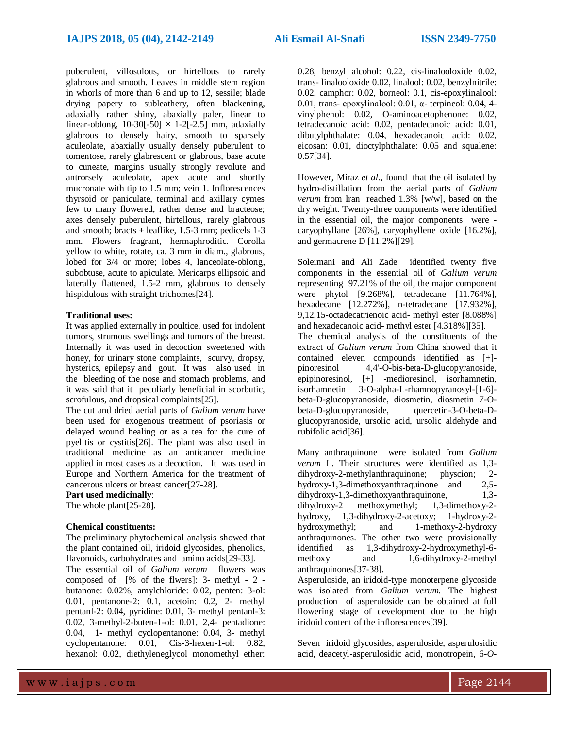puberulent, villosulous, or hirtellous to rarely glabrous and smooth. Leaves in middle stem region in whorls of more than 6 and up to 12, sessile; blade drying papery to subleathery, often blackening, adaxially rather shiny, abaxially paler, linear to linear-oblong, 10-30[-50] × 1-2[-2.5] mm, adaxially glabrous to densely hairy, smooth to sparsely aculeolate, abaxially usually densely puberulent to tomentose, rarely glabrescent or glabrous, base acute to cuneate, margins usually strongly revolute and antrorsely aculeolate, apex acute and shortly mucronate with tip to 1.5 mm; vein 1. Inflorescences thyrsoid or paniculate, terminal and axillary cymes few to many flowered, rather dense and bracteose; axes densely puberulent, hirtellous, rarely glabrous and smooth; bracts ± leaflike, 1.5-3 mm; pedicels 1-3 mm. Flowers fragrant, hermaphroditic. Corolla yellow to white, rotate, ca. 3 mm in diam., glabrous, lobed for 3/4 or more; lobes 4, lanceolate-oblong, subobtuse, acute to apiculate. Mericarps ellipsoid and laterally flattened, 1.5-2 mm, glabrous to densely hispidulous with straight trichomes[24].

**Traditional uses:**

It was applied externally in poultice, used for indolent tumors, strumous swellings and tumors of the breast. Internally it was used in decoction sweetened with honey, for urinary stone complaints, scurvy, dropsy, hysterics, epilepsy and gout. It was also used in the bleeding of the nose and stomach problems, and it was said that it peculiarly beneficial in scorbutic, scrofulous, and dropsical complaints[25].

The cut and dried aerial parts of *Galium verum* have been used for exogenous treatment of psoriasis or delayed wound healing or as a tea for the cure of pyelitis or cystitis[26]. The plant was also used in traditional medicine as an anticancer medicine applied in most cases as a decoction. It was used in Europe and Northern America for the treatment of cancerous ulcers or breast cancer[27-28].

**Part used medicinally**:

The whole plant[25-28].

**Chemical constituents:**

The preliminary phytochemical analysis showed that the plant contained oil, iridoid glycosides, phenolics, flavonoids, carbohydrates and amino acids[29-33].

The essential oil of *Galium verum* flowers was composed of [% of the flwers]: 3- methyl - 2 - butanone: 0.02%, amylchloride: 0.02, penten: 3-ol: 0.01, pentanone-2: 0.1, acetoin: 0.2, 2- methyl pentanl-2: 0.04, pyridine: 0.01, 3- methyl pentanl-3: 0.02, 3-methyl-2-buten-1-ol: 0.01, 2,4- pentadione: 0.04, 1- methyl cyclopentanone: 0.04, 3- methyl cyclopentanone: 0.01, Cis-3-hexen-1-ol: 0.82, hexanol: 0.02, diethyleneglycol monomethyl ether: 0.28, benzyl alcohol: 0.22, cis-linalooloxide 0.02, trans- linalooloxide 0.02, linalool: 0.02, benzylnitrile: 0.02, camphor: 0.02, borneol: 0.1, cis-epoxylinalool: 0.01, trans- epoxylinalool: 0.01, α- terpineol: 0.04, 4-vinylphenol: 0.02, O-aminoacetophenone: 0.02, tetradecanoic acid: 0.02, pentadecanoic acid: 0.01, dibutylphthalate: 0.04, hexadecanoic acid: 0.02, eicosan: 0.01, dioctylphthalate: 0.05 and squalene: 0.57[34].

However, Miraz *et al*., found that the oil isolated by hydro-distillation from the aerial parts of *Galium verum* from Iran reached 1.3% [w/w], based on the dry weight. Twenty-three components were identified in the essential oil, the major components were - caryophyllane [26%], caryophyllene oxide [16.2%], and germacrene D [11.2%][29].

Soleimani and Ali Zade identified twenty five components in the essential oil of *Galium verum* representing 97.21% of the oil, the major component were phytol [9.268%], tetradecane [11.764%], hexadecane [12.272%], n-tetradecane [17.932%], 9,12,15-octadecatrienoic acid- methyl ester [8.088%] and hexadecanoic acid- methyl ester [4.318%][35].

The chemical analysis of the constituents of the extract of *Galium verum* from China showed that it contained eleven compounds identified as [+]-pinoresinol 4,4'-O-bis-beta-D-glucopyranoside, epipinoresinol, [+] -medioresinol, isorhamnetin, isorhamnetin 3-O-alpha-L-rhamnopyranosyl-[1-6]-beta-D-glucopyranoside, diosmetin, diosmetin 7-O-beta-D-glycopyranoside, quercetin-3-O-beta-D-glucopyranoside, ursolic acid, ursolic aldehyde and rubifolic acid[36].

Many anthraquinone were isolated from *Galium verum* L. Their structures were identified as 1,3-dihydroxy-2-methylanthraquinone; physcion; 2-hydroxy-1,3-dimethoxyanthraquinone and 2,5-dihydroxy-1,3-dimethoxyanthraquinone, 1,3-dihydroxy-2 methoxymethyl; 1,3-dimethoxy-2-hydroxy, 1,3-dihydroxy-2-acetoxy; 1-hydroxy-2-hydroxymethyl; and 1-methoxy-2-hydroxy anthraquinones. The other two were provisionally identified as 1,3-dihydroxy-2-hydroxymethyl-6-methoxy and 1,6-dihydroxy-2-methyl anthraquinones[37-38].

Asperuloside, an iridoid-type monoterpene glycoside was isolated from *Galium verum.* The highest production of asperuloside can be obtained at full flowering stage of development due to the high iridoid content of the inflorescences[39].

Seven iridoid glycosides, asperuloside, asperulosidic acid, deacetyl-asperulosidic acid, monotropein, 6-*O*-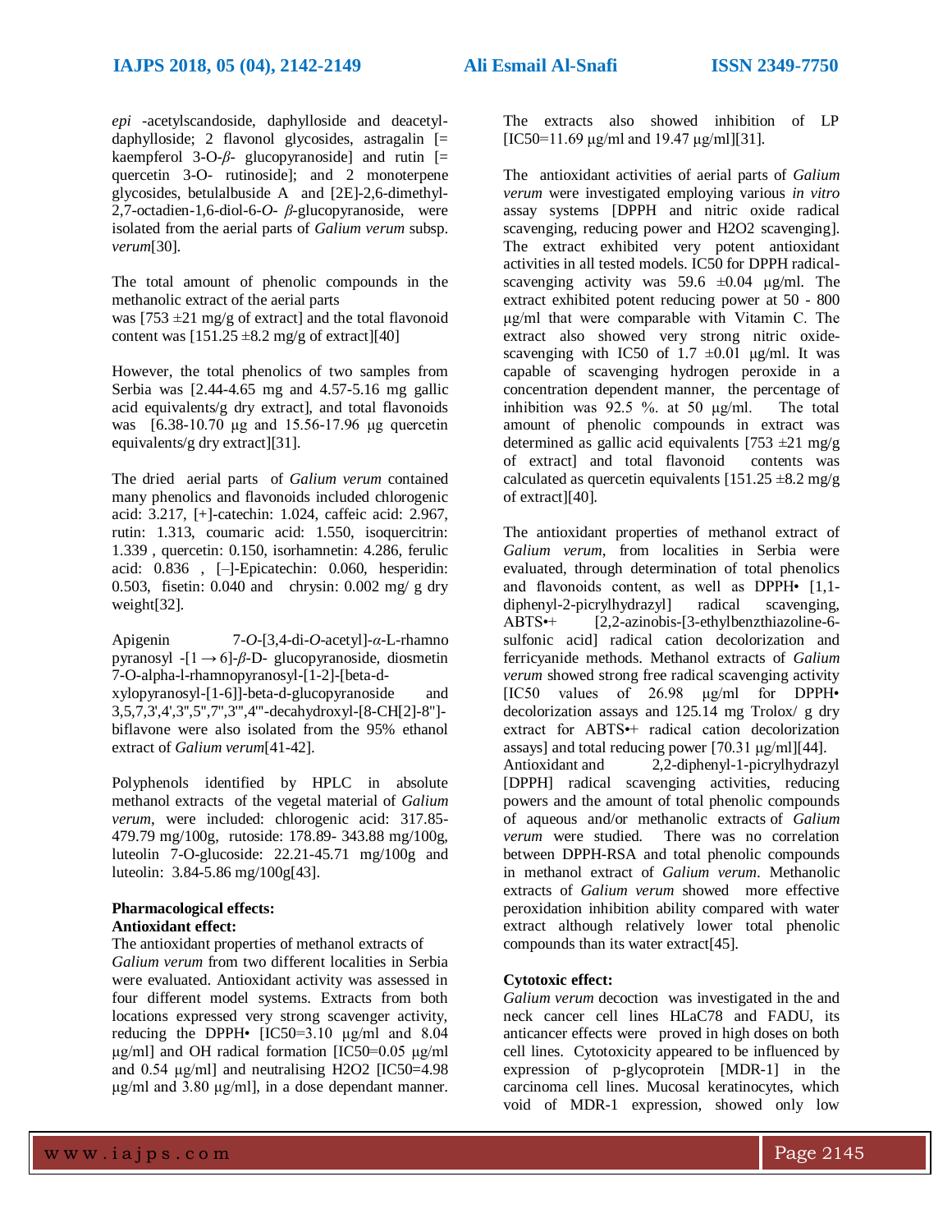*epi* -acetylscandoside, daphylloside and deacetyl-daphylloside; 2 flavonol glycosides, astragalin [= kaempferol 3-O-*β*- glucopyranoside] and rutin [= quercetin 3-O- rutinoside]; and 2 monoterpene glycosides, betulalbuside A and [2E]-2,6-dimethyl-2,7-octadien-1,6-diol-6-*O*- *β*-glucopyranoside, were isolated from the aerial parts of *Galium verum* subsp. *verum*[30].

The total amount of phenolic compounds in the methanolic extract of the aerial parts was [753 ±21 mg/g of extract] and the total flavonoid content was [151.25 ±8.2 mg/g of extract][40]

However, the total phenolics of two samples from Serbia was [2.44-4.65 mg and 4.57-5.16 mg gallic acid equivalents/g dry extract], and total flavonoids was [6.38-10.70 μg and 15.56-17.96 μg quercetin equivalents/g dry extract][31].

The dried aerial parts of *Galium verum* contained many phenolics and flavonoids included chlorogenic acid: 3.217, [+]-catechin: 1.024, caffeic acid: 2.967, rutin: 1.313, coumaric acid: 1.550, isoquercitrin: 1.339 , quercetin: 0.150, isorhamnetin: 4.286, ferulic acid: 0.836 , [–]-Epicatechin: 0.060, hesperidin: 0.503, fisetin: 0.040 and chrysin: 0.002 mg/ g dry weight[32].

Apigenin 7-*O*-[3,4-di-*O*-acetyl]-*α*-L-rhamno pyranosyl -[1 → 6]-*β*-D- glucopyranoside, diosmetin 7-O-alpha-l-rhamnopyranosyl-[1-2]-[beta-d-xylopyranosyl-[1-6]]-beta-d-glucopyranoside and 3,5,7,3',4',3",5",7",3"',4"'-decahydroxyl-[8-CH[2]-8"]-biflavone were also isolated from the 95% ethanol extract of *Galium verum*[41-42].

Polyphenols identified by HPLC in absolute methanol extracts of the vegetal material of *Galium verum*, were included: chlorogenic acid: 317.85-479.79 mg/100g, rutoside: 178.89- 343.88 mg/100g, luteolin 7-O-glucoside: 22.21-45.71 mg/100g and luteolin: 3.84-5.86 mg/100g[43].

**Pharmacological effects:**

**Antioxidant effect:**

The antioxidant properties of methanol extracts of *Galium verum* from two different localities in Serbia were evaluated. Antioxidant activity was assessed in four different model systems. Extracts from both locations expressed very strong scavenger activity, reducing the DPPH• [IC50=3.10 μg/ml and 8.04 μg/ml] and OH radical formation [IC50=0.05 μg/ml and 0.54 μg/ml] and neutralising H2O2 [IC50=4.98 μg/ml and 3.80 μg/ml], in a dose dependant manner. The extracts also showed inhibition of LP [IC50=11.69 μg/ml and 19.47 μg/ml][31].

The antioxidant activities of aerial parts of *Galium verum* were investigated employing various *in vitro* assay systems [DPPH and nitric oxide radical scavenging, reducing power and H2O2 scavenging]. The extract exhibited very potent antioxidant activities in all tested models. IC50 for DPPH radical-scavenging activity was 59.6 ±0.04 μg/ml. The extract exhibited potent reducing power at 50 - 800 μg/ml that were comparable with Vitamin C. The extract also showed very strong nitric oxide-scavenging with IC50 of 1.7 ±0.01 μg/ml. It was capable of scavenging hydrogen peroxide in a concentration dependent manner, the percentage of inhibition was 92.5 %. at 50 μg/ml. The total amount of phenolic compounds in extract was determined as gallic acid equivalents [753 ±21 mg/g of extract] and total flavonoid contents was calculated as quercetin equivalents [151.25 ±8.2 mg/g of extract][40].

The antioxidant properties of methanol extract of *Galium verum*, from localities in Serbia were evaluated, through determination of total phenolics and flavonoids content, as well as DPPH• [1,1-diphenyl-2-picrylhydrazyl] radical scavenging, ABTS•+ [2,2-azinobis-[3-ethylbenzthiazoline-6-sulfonic acid] radical cation decolorization and ferricyanide methods. Methanol extracts of *Galium verum* showed strong free radical scavenging activity [IC50 values of 26.98 μg/ml for DPPH• decolorization assays and 125.14 mg Trolox/ g dry extract for ABTS•+ radical cation decolorization assays] and total reducing power [70.31 μg/ml][44].
Antioxidant and 2,2-diphenyl-1-picrylhydrazyl [DPPH] radical scavenging activities, reducing powers and the amount of total phenolic compounds of aqueous and/or methanolic extracts of *Galium verum* were studied. There was no correlation between DPPH-RSA and total phenolic compounds in methanol extract of *Galium verum*. Methanolic extracts of *Galium verum* showed more effective peroxidation inhibition ability compared with water extract although relatively lower total phenolic compounds than its water extract[45].

**Cytotoxic effect:**

*Galium verum* decoction was investigated in the and neck cancer cell lines HLaC78 and FADU, its anticancer effects were proved in high doses on both cell lines. Cytotoxicity appeared to be influenced by expression of p-glycoprotein [MDR-1] in the carcinoma cell lines. Mucosal keratinocytes, which void of MDR-1 expression, showed only low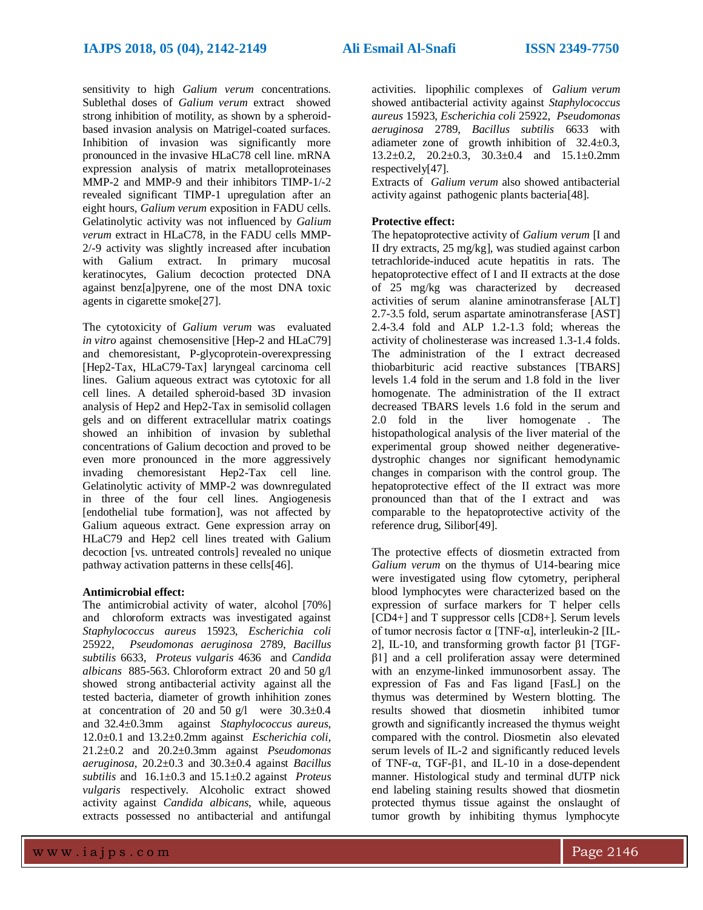sensitivity to high *Galium verum* concentrations. Sublethal doses of *Galium verum* extract showed strong inhibition of motility, as shown by a spheroid-based invasion analysis on Matrigel-coated surfaces. Inhibition of invasion was significantly more pronounced in the invasive HLaC78 cell line. mRNA expression analysis of matrix metalloproteinases MMP-2 and MMP-9 and their inhibitors TIMP-1/-2 revealed significant TIMP-1 upregulation after an eight hours, *Galium verum* exposition in FADU cells. Gelatinolytic activity was not influenced by *Galium verum* extract in HLaC78, in the FADU cells MMP-2/-9 activity was slightly increased after incubation with Galium extract. In primary mucosal keratinocytes, Galium decoction protected DNA against benz[a]pyrene, one of the most DNA toxic agents in cigarette smoke[27].

The cytotoxicity of *Galium verum* was evaluated *in vitro* against chemosensitive [Hep-2 and HLaC79] and chemoresistant, P-glycoprotein-overexpressing [Hep2-Tax, HLaC79-Tax] laryngeal carcinoma cell lines. Galium aqueous extract was cytotoxic for all cell lines. A detailed spheroid-based 3D invasion analysis of Hep2 and Hep2-Tax in semisolid collagen gels and on different extracellular matrix coatings showed an inhibition of invasion by sublethal concentrations of Galium decoction and proved to be even more pronounced in the more aggressively invading chemoresistant Hep2-Tax cell line. Gelatinolytic activity of MMP-2 was downregulated in three of the four cell lines. Angiogenesis [endothelial tube formation], was not affected by Galium aqueous extract. Gene expression array on HLaC79 and Hep2 cell lines treated with Galium decoction [vs. untreated controls] revealed no unique pathway activation patterns in these cells[46].

**Antimicrobial effect:**

The antimicrobial activity of water, alcohol [70%] and chloroform extracts was investigated against *Staphylococcus aureus* 15923, *Escherichia coli* 25922, *Pseudomonas aeruginosa* 2789, *Bacillus subtilis* 6633, *Proteus vulgaris* 4636 and *Candida albicans* 885-563. Chloroform extract 20 and 50 g/l showed strong antibacterial activity against all the tested bacteria, diameter of growth inhihition zones at concentration of 20 and 50 g/l were 30.3±0.4 and 32.4±0.3mm against *Staphylococcus aureus*, 12.0±0.1 and 13.2±0.2mm against *Escherichia coli*, 21.2±0.2 and 20.2±0.3mm against *Pseudomonas aeruginosa*, 20.2±0.3 and 30.3±0.4 against *Bacillus subtilis* and 16.1±0.3 and 15.1±0.2 against *Proteus vulgaris* respectively. Alcoholic extract showed activity against *Candida albicans*, while, aqueous extracts possessed no antibacterial and antifungal activities. lipophilic complexes of *Galium verum* showed antibacterial activity against *Staphylococcus aureus* 15923, *Escherichia coli* 25922, *Pseudomonas aeruginosa* 2789, *Bacillus subtilis* 6633 with adiameter zone of growth inhibition of 32.4±0.3, 13.2±0.2, 20.2±0.3, 30.3±0.4 and 15.1±0.2mm respectively[47].

Extracts of *Galium verum* also showed antibacterial activity against pathogenic plants bacteria[48].

**Protective effect:**

The hepatoprotective activity of *Galium verum* [I and II dry extracts, 25 mg/kg], was studied against carbon tetrachloride-induced acute hepatitis in rats. The hepatoprotective effect of I and II extracts at the dose of 25 mg/kg was characterized by decreased activities of serum alanine aminotransferase [ALT] 2.7-3.5 fold, serum aspartate aminotransferase [AST] 2.4-3.4 fold and ALP 1.2-1.3 fold; whereas the activity of cholinesterase was increased 1.3-1.4 folds. The administration of the I extract decreased thiobarbituric acid reactive substances [TBARS] levels 1.4 fold in the serum and 1.8 fold in the liver homogenate. The administration of the II extract decreased TBARS levels 1.6 fold in the serum and 2.0 fold in the liver homogenate . The histopathological analysis of the liver material of the experimental group showed neither degenerative-dystrophic changes nor significant hemodynamic changes in comparison with the control group. The hepatoprotective effect of the II extract was more pronounced than that of the I extract and was comparable to the hepatoprotective activity of the reference drug, Silibor[49].

The protective effects of diosmetin extracted from *Galium verum* on the thymus of U14-bearing mice were investigated using flow cytometry, peripheral blood lymphocytes were characterized based on the expression of surface markers for T helper cells [CD4+] and T suppressor cells [CD8+]. Serum levels of tumor necrosis factor α [TNF-α], interleukin-2 [IL-2], IL-10, and transforming growth factor β1 [TGF-β1] and a cell proliferation assay were determined with an enzyme-linked immunosorbent assay. The expression of Fas and Fas ligand [FasL] on the thymus was determined by Western blotting. The results showed that diosmetin inhibited tumor growth and significantly increased the thymus weight compared with the control. Diosmetin also elevated serum levels of IL-2 and significantly reduced levels of TNF-α, TGF-β1, and IL-10 in a dose-dependent manner. Histological study and terminal dUTP nick end labeling staining results showed that diosmetin protected thymus tissue against the onslaught of tumor growth by inhibiting thymus lymphocyte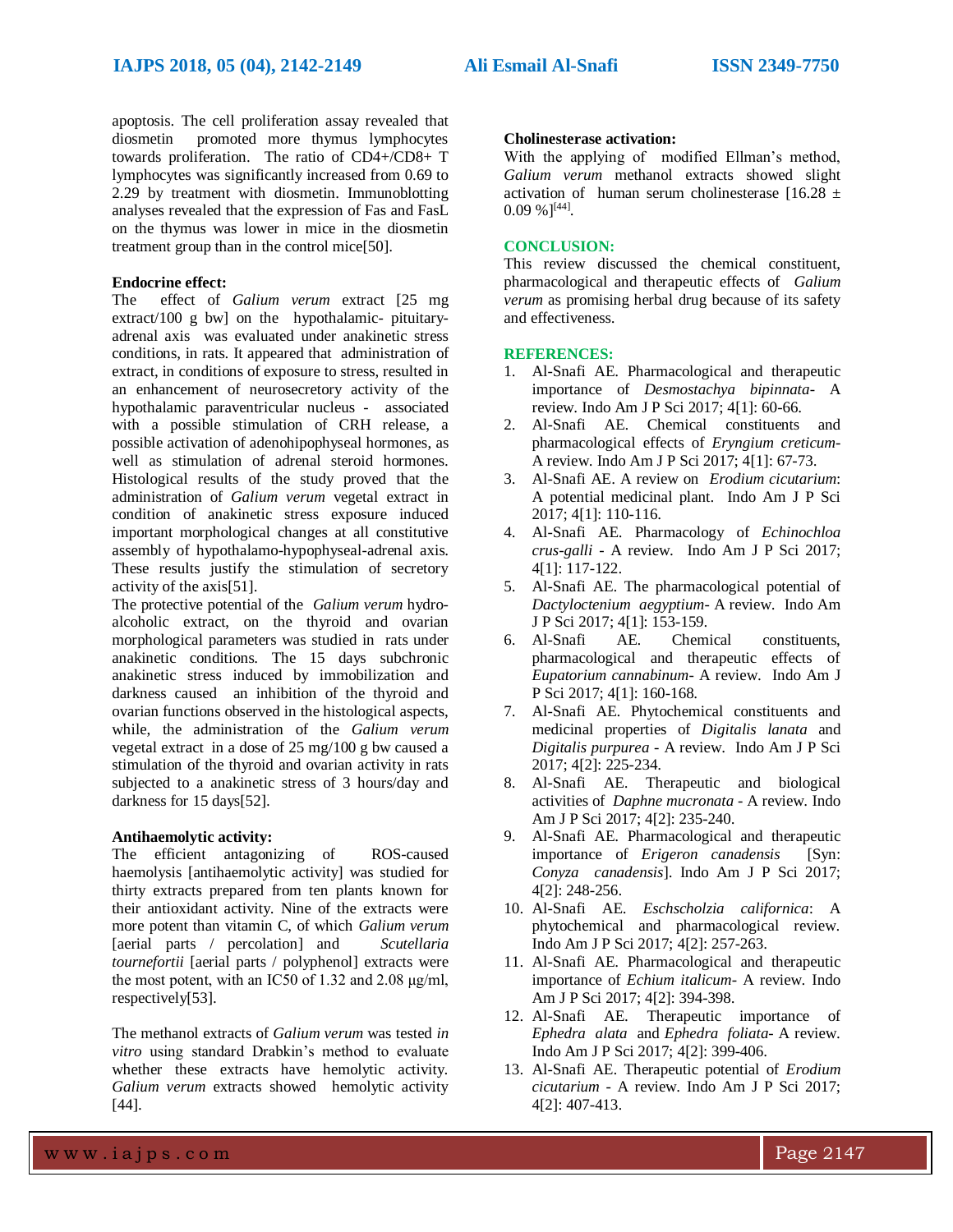apoptosis. The cell proliferation assay revealed that diosmetin promoted more thymus lymphocytes towards proliferation. The ratio of CD4+/CD8+ T lymphocytes was significantly increased from 0.69 to 2.29 by treatment with diosmetin. Immunoblotting analyses revealed that the expression of Fas and FasL on the thymus was lower in mice in the diosmetin treatment group than in the control mice[50].

**Endocrine effect:**
The effect of *Galium verum* extract [25 mg extract/100 g bw] on the hypothalamic- pituitary-adrenal axis was evaluated under anakinetic stress conditions, in rats. It appeared that administration of extract, in conditions of exposure to stress, resulted in an enhancement of neurosecretory activity of the hypothalamic paraventricular nucleus - associated with a possible stimulation of CRH release, a possible activation of adenohipophyseal hormones, as well as stimulation of adrenal steroid hormones. Histological results of the study proved that the administration of *Galium verum* vegetal extract in condition of anakinetic stress exposure induced important morphological changes at all constitutive assembly of hypothalamo-hypophyseal-adrenal axis. These results justify the stimulation of secretory activity of the axis[51].
The protective potential of the *Galium verum* hydro-alcoholic extract, on the thyroid and ovarian morphological parameters was studied in rats under anakinetic conditions. The 15 days subchronic anakinetic stress induced by immobilization and darkness caused an inhibition of the thyroid and ovarian functions observed in the histological aspects, while, the administration of the *Galium verum* vegetal extract in a dose of 25 mg/100 g bw caused a stimulation of the thyroid and ovarian activity in rats subjected to a anakinetic stress of 3 hours/day and darkness for 15 days[52].

**Antihaemolytic activity:**
The efficient antagonizing of ROS-caused haemolysis [antihaemolytic activity] was studied for thirty extracts prepared from ten plants known for their antioxidant activity. Nine of the extracts were more potent than vitamin C, of which *Galium verum* [aerial parts / percolation] and *Scutellaria tournefortii* [aerial parts / polyphenol] extracts were the most potent, with an IC50 of 1.32 and 2.08 μg/ml, respectively[53].

The methanol extracts of *Galium verum* was tested *in vitro* using standard Drabkin's method to evaluate whether these extracts have hemolytic activity. *Galium verum* extracts showed hemolytic activity [44].

**Cholinesterase activation:**
With the applying of modified Ellman's method, *Galium verum* methanol extracts showed slight activation of human serum cholinesterase [16.28 ± 0.09 %][44].

## CONCLUSION:
This review discussed the chemical constituent, pharmacological and therapeutic effects of *Galium verum* as promising herbal drug because of its safety and effectiveness.

## REFERENCES:
1. Al-Snafi AE. Pharmacological and therapeutic importance of *Desmostachya bipinnata*- A review. Indo Am J P Sci 2017; 4[1]: 60-66.
2. Al-Snafi AE. Chemical constituents and pharmacological effects of *Eryngium creticum*- A review. Indo Am J P Sci 2017; 4[1]: 67-73.
3. Al-Snafi AE. A review on *Erodium cicutarium*: A potential medicinal plant. Indo Am J P Sci 2017; 4[1]: 110-116.
4. Al-Snafi AE. Pharmacology of *Echinochloa crus-galli* - A review. Indo Am J P Sci 2017; 4[1]: 117-122.
5. Al-Snafi AE. The pharmacological potential of *Dactyloctenium aegyptium*- A review. Indo Am J P Sci 2017; 4[1]: 153-159.
6. Al-Snafi AE. Chemical constituents, pharmacological and therapeutic effects of *Eupatorium cannabinum*- A review. Indo Am J P Sci 2017; 4[1]: 160-168.
7. Al-Snafi AE. Phytochemical constituents and medicinal properties of *Digitalis lanata* and *Digitalis purpurea* - A review. Indo Am J P Sci 2017; 4[2]: 225-234.
8. Al-Snafi AE. Therapeutic and biological activities of *Daphne mucronata* - A review. Indo Am J P Sci 2017; 4[2]: 235-240.
9. Al-Snafi AE. Pharmacological and therapeutic importance of *Erigeron canadensis* [Syn: *Conyza canadensis*]. Indo Am J P Sci 2017; 4[2]: 248-256.
10. Al-Snafi AE. *Eschscholzia californica*: A phytochemical and pharmacological review. Indo Am J P Sci 2017; 4[2]: 257-263.
11. Al-Snafi AE. Pharmacological and therapeutic importance of *Echium italicum*- A review. Indo Am J P Sci 2017; 4[2]: 394-398.
12. Al-Snafi AE. Therapeutic importance of *Ephedra alata* and *Ephedra foliata*- A review. Indo Am J P Sci 2017; 4[2]: 399-406.
13. Al-Snafi AE. Therapeutic potential of *Erodium cicutarium* - A review. Indo Am J P Sci 2017; 4[2]: 407-413.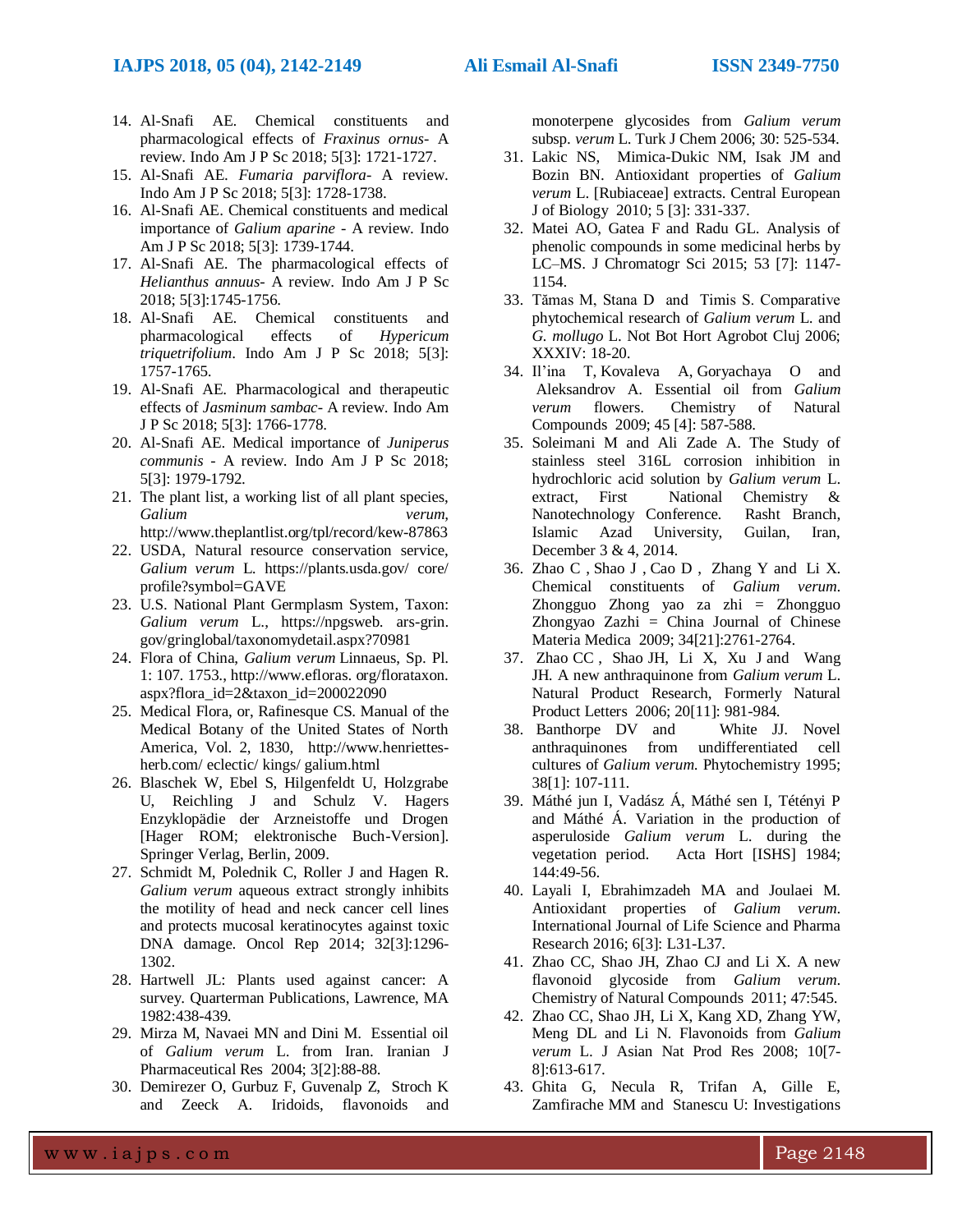14. Al-Snafi AE. Chemical constituents and pharmacological effects of *Fraxinus ornus*- A review. Indo Am J P Sc 2018; 5[3]: 1721-1727.
15. Al-Snafi AE. *Fumaria parviflora*- A review. Indo Am J P Sc 2018; 5[3]: 1728-1738.
16. Al-Snafi AE. Chemical constituents and medical importance of *Galium aparine* - A review. Indo Am J P Sc 2018; 5[3]: 1739-1744.
17. Al-Snafi AE. The pharmacological effects of *Helianthus annuus*- A review. Indo Am J P Sc 2018; 5[3]:1745-1756.
18. Al-Snafi AE. Chemical constituents and pharmacological effects of *Hypericum triquetrifolium*. Indo Am J P Sc 2018; 5[3]: 1757-1765.
19. Al-Snafi AE. Pharmacological and therapeutic effects of *Jasminum sambac*- A review. Indo Am J P Sc 2018; 5[3]: 1766-1778.
20. Al-Snafi AE. Medical importance of *Juniperus communis* - A review. Indo Am J P Sc 2018; 5[3]: 1979-1792.
21. The plant list, a working list of all plant species, *Galium verum*, http://www.theplantlist.org/tpl/record/kew-87863
22. USDA, Natural resource conservation service, *Galium verum* L. https://plants.usda.gov/ core/ profile?symbol=GAVE
23. U.S. National Plant Germplasm System, Taxon: *Galium verum* L., https://npgsweb. ars-grin. gov/gringlobal/taxonomydetail.aspx?70981
24. Flora of China, *Galium verum* Linnaeus, Sp. Pl. 1: 107. 1753., http://www.efloras. org/florataxon. aspx?flora_id=2&taxon_id=200022090
25. Medical Flora, or, Rafinesque CS. Manual of the Medical Botany of the United States of North America, Vol. 2, 1830, http://www.henriettes-herb.com/ eclectic/ kings/ galium.html
26. Blaschek W, Ebel S, Hilgenfeldt U, Holzgrabe U, Reichling J and Schulz V. Hagers Enzyklopädie der Arzneistoffe und Drogen [Hager ROM; elektronische Buch-Version]. Springer Verlag, Berlin, 2009.
27. Schmidt M, Polednik C, Roller J and Hagen R. *Galium verum* aqueous extract strongly inhibits the motility of head and neck cancer cell lines and protects mucosal keratinocytes against toxic DNA damage. Oncol Rep 2014; 32[3]:1296-1302.
28. Hartwell JL: Plants used against cancer: A survey. Quarterman Publications, Lawrence, MA 1982:438-439.
29. Mirza M, Navaei MN and Dini M. Essential oil of *Galium verum* L. from Iran. Iranian J Pharmaceutical Res 2004; 3[2]:88-88.
30. Demirezer O, Gurbuz F, Guvenalp Z, Stroch K and Zeeck A. Iridoids, flavonoids and monoterpene glycosides from *Galium verum* subsp. *verum* L. Turk J Chem 2006; 30: 525-534.
31. Lakic NS, Mimica-Dukic NM, Isak JM and Bozin BN. Antioxidant properties of *Galium verum* L. [Rubiaceae] extracts. Central European J of Biology 2010; 5 [3]: 331-337.
32. Matei AO, Gatea F and Radu GL. Analysis of phenolic compounds in some medicinal herbs by LC–MS. J Chromatogr Sci 2015; 53 [7]: 1147-1154.
33. Tămas M, Stana D and Timis S. Comparative phytochemical research of *Galium verum* L. and *G. mollugo* L. Not Bot Hort Agrobot Cluj 2006; XXXIV: 18-20.
34. Il'ina T, Kovaleva A, Goryachaya O and Aleksandrov A. Essential oil from *Galium verum* flowers. Chemistry of Natural Compounds 2009; 45 [4]: 587-588.
35. Soleimani M and Ali Zade A. The Study of stainless steel 316L corrosion inhibition in hydrochloric acid solution by *Galium verum* L. extract, First National Chemistry & Nanotechnology Conference. Rasht Branch, Islamic Azad University, Guilan, Iran, December 3 & 4, 2014.
36. Zhao C , Shao J , Cao D , Zhang Y and Li X. Chemical constituents of *Galium verum*. Zhongguo Zhong yao za zhi = Zhongguo Zhongyao Zazhi = China Journal of Chinese Materia Medica 2009; 34[21]:2761-2764.
37. Zhao CC , Shao JH, Li X, Xu J and Wang JH. A new anthraquinone from *Galium verum* L. Natural Product Research, Formerly Natural Product Letters 2006; 20[11]: 981-984.
38. Banthorpe DV and White JJ. Novel anthraquinones from undifferentiated cell cultures of *Galium verum*. Phytochemistry 1995; 38[1]: 107-111.
39. Máthé jun I, Vadász Á, Máthé sen I, Tétényi P and Máthé Á. Variation in the production of asperuloside *Galium verum* L. during the vegetation period. Acta Hort [ISHS] 1984; 144:49-56.
40. Layali I, Ebrahimzadeh MA and Joulaei M. Antioxidant properties of *Galium verum*. International Journal of Life Science and Pharma Research 2016; 6[3]: L31-L37.
41. Zhao CC, Shao JH, Zhao CJ and Li X. A new flavonoid glycoside from *Galium verum*. Chemistry of Natural Compounds 2011; 47:545.
42. Zhao CC, Shao JH, Li X, Kang XD, Zhang YW, Meng DL and Li N. Flavonoids from *Galium verum* L. J Asian Nat Prod Res 2008; 10[7-8]:613-617.
43. Ghita G, Necula R, Trifan A, Gille E, Zamfirache MM and Stanescu U: Investigations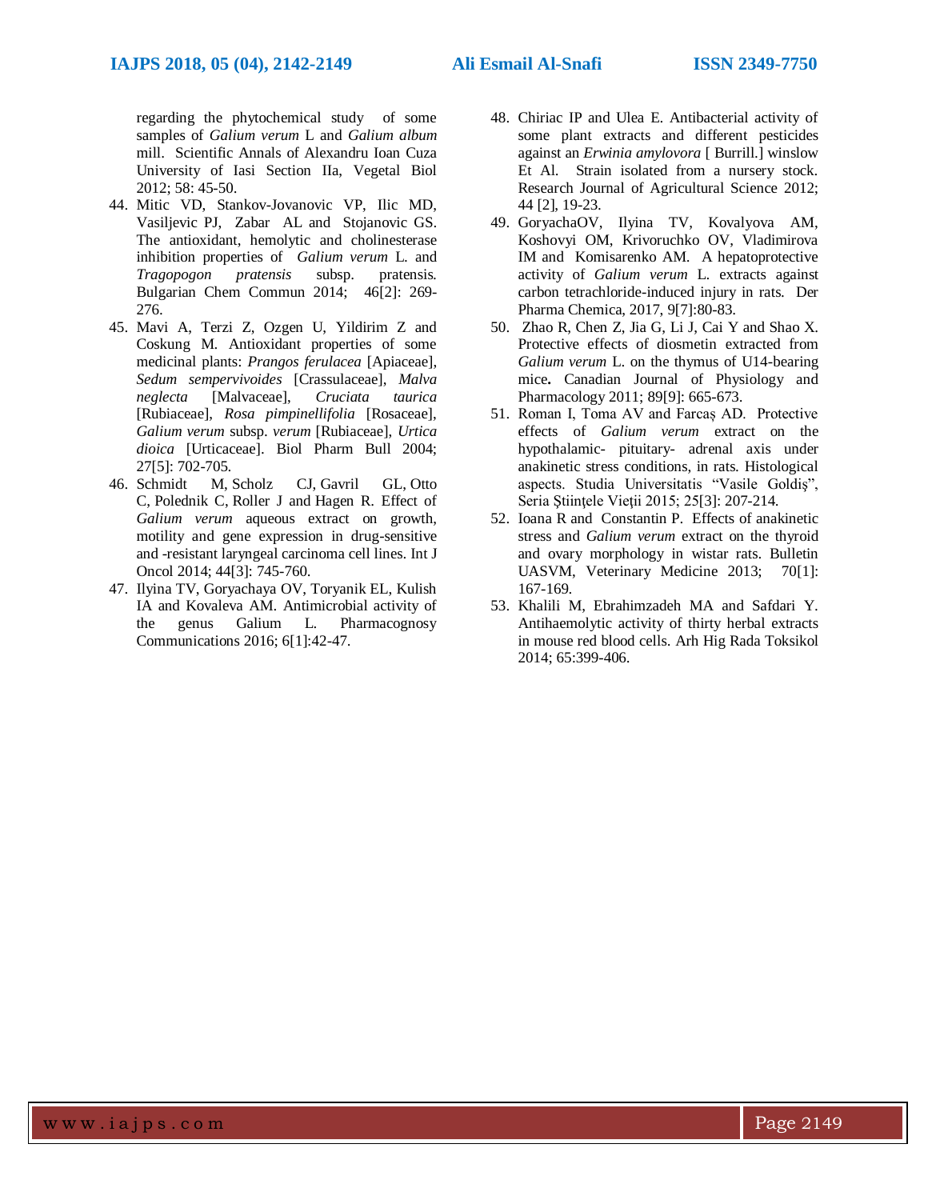regarding the phytochemical study of some samples of *Galium verum* L and *Galium album* mill. Scientific Annals of Alexandru Ioan Cuza University of Iasi Section IIa, Vegetal Biol 2012; 58: 45-50.

44. Mitic VD, Stankov-Jovanovic VP, Ilic MD, Vasiljevic PJ, Zabar AL and Stojanovic GS. The antioxidant, hemolytic and cholinesterase inhibition properties of *Galium verum* L. and *Tragopogon pratensis* subsp. pratensis. Bulgarian Chem Commun 2014; 46[2]: 269-276.
45. Mavi A, Terzi Z, Ozgen U, Yildirim Z and Coskung M. Antioxidant properties of some medicinal plants: *Prangos ferulacea* [Apiaceae], *Sedum sempervivoides* [Crassulaceae], *Malva neglecta* [Malvaceae], *Cruciata taurica* [Rubiaceae], *Rosa pimpinellifolia* [Rosaceae], *Galium verum* subsp. *verum* [Rubiaceae], *Urtica dioica* [Urticaceae]. Biol Pharm Bull 2004; 27[5]: 702-705.
46. Schmidt M, Scholz CJ, Gavril GL, Otto C, Polednik C, Roller J and Hagen R. Effect of *Galium verum* aqueous extract on growth, motility and gene expression in drug-sensitive and -resistant laryngeal carcinoma cell lines. Int J Oncol 2014; 44[3]: 745-760.
47. Ilyina TV, Goryachaya OV, Toryanik EL, Kulish IA and Kovaleva AM. Antimicrobial activity of the genus Galium L. Pharmacognosy Communications 2016; 6[1]:42-47.
48. Chiriac IP and Ulea E. Antibacterial activity of some plant extracts and different pesticides against an *Erwinia amylovora* [ Burrill.] winslow Et Al. Strain isolated from a nursery stock. Research Journal of Agricultural Science 2012; 44 [2], 19-23.
49. GoryachaOV, Ilyina TV, Kovalyova AM, Koshovyi OM, Krivoruchko OV, Vladimirova IM and Komisarenko AM. A hepatoprotective activity of *Galium verum* L. extracts against carbon tetrachloride-induced injury in rats. Der Pharma Chemica, 2017, 9[7]:80-83.
50. Zhao R, Chen Z, Jia G, Li J, Cai Y and Shao X. Protective effects of diosmetin extracted from *Galium verum* L. on the thymus of U14-bearing mice**.** Canadian Journal of Physiology and Pharmacology 2011; 89[9]: 665-673.
51. Roman I, Toma AV and Farcaș AD. Protective effects of *Galium verum* extract on the hypothalamic- pituitary- adrenal axis under anakinetic stress conditions, in rats. Histological aspects. Studia Universitatis "Vasile Goldiş", Seria Ştiinţele Vieţii 2015; 25[3]: 207-214.
52. Ioana R and Constantin P. Effects of anakinetic stress and *Galium verum* extract on the thyroid and ovary morphology in wistar rats. Bulletin UASVM, Veterinary Medicine 2013; 70[1]: 167-169.
53. Khalili M, Ebrahimzadeh MA and Safdari Y. Antihaemolytic activity of thirty herbal extracts in mouse red blood cells. Arh Hig Rada Toksikol 2014; 65:399-406.